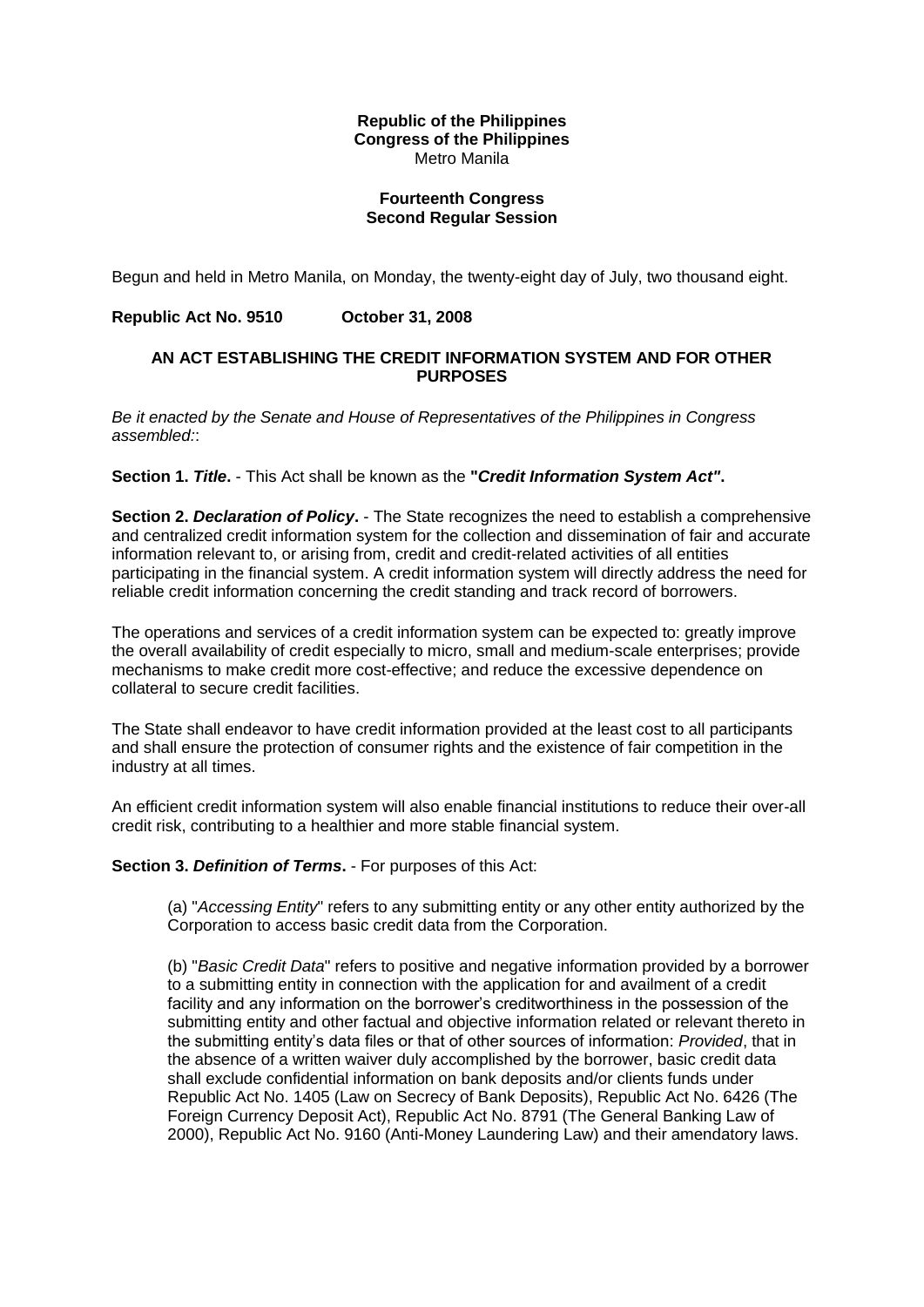**Republic of the Philippines**
**Congress of the Philippines**
Metro Manila

**Fourteenth Congress**
**Second Regular Session**

Begun and held in Metro Manila, on Monday, the twenty-eight day of July, two thousand eight.

**Republic Act No. 9510 October 31, 2008**

# AN ACT ESTABLISHING THE CREDIT INFORMATION SYSTEM AND FOR OTHER PURPOSES

*Be it enacted by the Senate and House of Representatives of the Philippines in Congress assembled:*:

**Section 1. *Title*.** - This Act shall be known as the **"*Credit Information System Act"*.**

**Section 2. *Declaration of Policy*.** - The State recognizes the need to establish a comprehensive and centralized credit information system for the collection and dissemination of fair and accurate information relevant to, or arising from, credit and credit-related activities of all entities participating in the financial system. A credit information system will directly address the need for reliable credit information concerning the credit standing and track record of borrowers.

The operations and services of a credit information system can be expected to: greatly improve the overall availability of credit especially to micro, small and medium-scale enterprises; provide mechanisms to make credit more cost-effective; and reduce the excessive dependence on collateral to secure credit facilities.

The State shall endeavor to have credit information provided at the least cost to all participants and shall ensure the protection of consumer rights and the existence of fair competition in the industry at all times.

An efficient credit information system will also enable financial institutions to reduce their over-all credit risk, contributing to a healthier and more stable financial system.

**Section 3. *Definition of Terms*.** - For purposes of this Act:

(a) "*Accessing Entity*" refers to any submitting entity or any other entity authorized by the Corporation to access basic credit data from the Corporation.

(b) "*Basic Credit Data*" refers to positive and negative information provided by a borrower to a submitting entity in connection with the application for and availment of a credit facility and any information on the borrower's creditworthiness in the possession of the submitting entity and other factual and objective information related or relevant thereto in the submitting entity's data files or that of other sources of information: *Provided*, that in the absence of a written waiver duly accomplished by the borrower, basic credit data shall exclude confidential information on bank deposits and/or clients funds under Republic Act No. 1405 (Law on Secrecy of Bank Deposits), Republic Act No. 6426 (The Foreign Currency Deposit Act), Republic Act No. 8791 (The General Banking Law of 2000), Republic Act No. 9160 (Anti-Money Laundering Law) and their amendatory laws.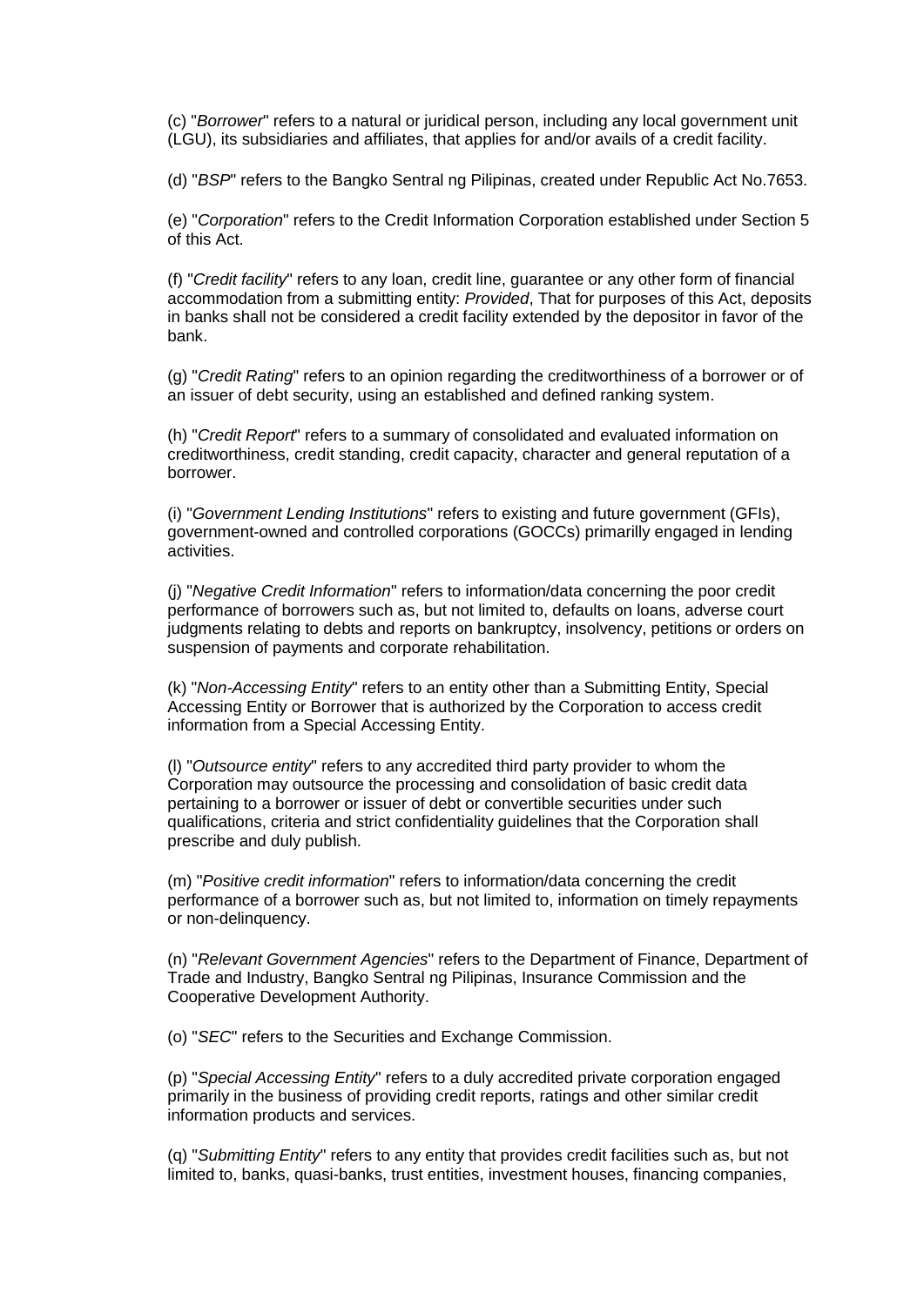(c) "*Borrower*" refers to a natural or juridical person, including any local government unit (LGU), its subsidiaries and affiliates, that applies for and/or avails of a credit facility.

(d) "*BSP*" refers to the Bangko Sentral ng Pilipinas, created under Republic Act No.7653.

(e) "*Corporation*" refers to the Credit Information Corporation established under Section 5 of this Act.

(f) "*Credit facility*" refers to any loan, credit line, guarantee or any other form of financial accommodation from a submitting entity: *Provided*, That for purposes of this Act, deposits in banks shall not be considered a credit facility extended by the depositor in favor of the bank.

(g) "*Credit Rating*" refers to an opinion regarding the creditworthiness of a borrower or of an issuer of debt security, using an established and defined ranking system.

(h) "*Credit Report*" refers to a summary of consolidated and evaluated information on creditworthiness, credit standing, credit capacity, character and general reputation of a borrower.

(i) "*Government Lending Institutions*" refers to existing and future government (GFIs), government-owned and controlled corporations (GOCCs) primarilly engaged in lending activities.

(j) "*Negative Credit Information*" refers to information/data concerning the poor credit performance of borrowers such as, but not limited to, defaults on loans, adverse court judgments relating to debts and reports on bankruptcy, insolvency, petitions or orders on suspension of payments and corporate rehabilitation.

(k) "*Non-Accessing Entity*" refers to an entity other than a Submitting Entity, Special Accessing Entity or Borrower that is authorized by the Corporation to access credit information from a Special Accessing Entity.

(l) "*Outsource entity*" refers to any accredited third party provider to whom the Corporation may outsource the processing and consolidation of basic credit data pertaining to a borrower or issuer of debt or convertible securities under such qualifications, criteria and strict confidentiality guidelines that the Corporation shall prescribe and duly publish.

(m) "*Positive credit information*" refers to information/data concerning the credit performance of a borrower such as, but not limited to, information on timely repayments or non-delinquency.

(n) "*Relevant Government Agencies*" refers to the Department of Finance, Department of Trade and Industry, Bangko Sentral ng Pilipinas, Insurance Commission and the Cooperative Development Authority.

(o) "*SEC*" refers to the Securities and Exchange Commission.

(p) "*Special Accessing Entity*" refers to a duly accredited private corporation engaged primarily in the business of providing credit reports, ratings and other similar credit information products and services.

(q) "*Submitting Entity*" refers to any entity that provides credit facilities such as, but not limited to, banks, quasi-banks, trust entities, investment houses, financing companies,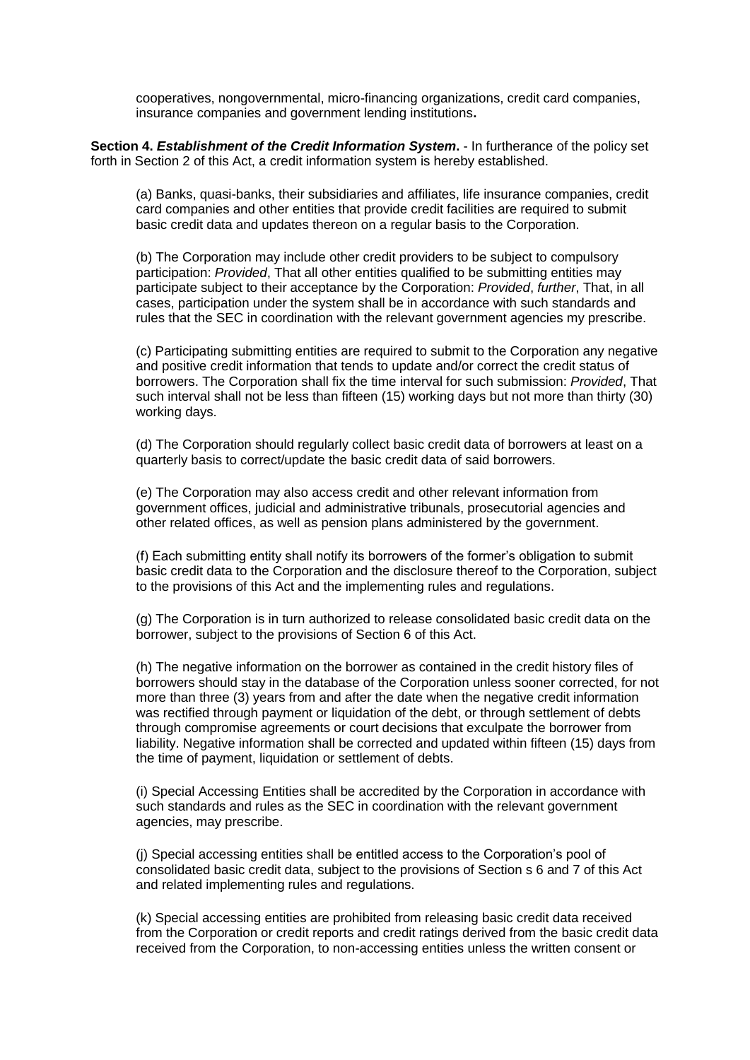cooperatives, nongovernmental, micro-financing organizations, credit card companies, insurance companies and government lending institutions**.**

**Section 4.** ***Establishment of the Credit Information System*****.** - In furtherance of the policy set forth in Section 2 of this Act, a credit information system is hereby established.

(a) Banks, quasi-banks, their subsidiaries and affiliates, life insurance companies, credit card companies and other entities that provide credit facilities are required to submit basic credit data and updates thereon on a regular basis to the Corporation.

(b) The Corporation may include other credit providers to be subject to compulsory participation: *Provided*, That all other entities qualified to be submitting entities may participate subject to their acceptance by the Corporation: *Provided*, *further*, That, in all cases, participation under the system shall be in accordance with such standards and rules that the SEC in coordination with the relevant government agencies my prescribe.

(c) Participating submitting entities are required to submit to the Corporation any negative and positive credit information that tends to update and/or correct the credit status of borrowers. The Corporation shall fix the time interval for such submission: *Provided*, That such interval shall not be less than fifteen (15) working days but not more than thirty (30) working days.

(d) The Corporation should regularly collect basic credit data of borrowers at least on a quarterly basis to correct/update the basic credit data of said borrowers.

(e) The Corporation may also access credit and other relevant information from government offices, judicial and administrative tribunals, prosecutorial agencies and other related offices, as well as pension plans administered by the government.

(f) Each submitting entity shall notify its borrowers of the former's obligation to submit basic credit data to the Corporation and the disclosure thereof to the Corporation, subject to the provisions of this Act and the implementing rules and regulations.

(g) The Corporation is in turn authorized to release consolidated basic credit data on the borrower, subject to the provisions of Section 6 of this Act.

(h) The negative information on the borrower as contained in the credit history files of borrowers should stay in the database of the Corporation unless sooner corrected, for not more than three (3) years from and after the date when the negative credit information was rectified through payment or liquidation of the debt, or through settlement of debts through compromise agreements or court decisions that exculpate the borrower from liability. Negative information shall be corrected and updated within fifteen (15) days from the time of payment, liquidation or settlement of debts.

(i) Special Accessing Entities shall be accredited by the Corporation in accordance with such standards and rules as the SEC in coordination with the relevant government agencies, may prescribe.

(j) Special accessing entities shall be entitled access to the Corporation's pool of consolidated basic credit data, subject to the provisions of Section s 6 and 7 of this Act and related implementing rules and regulations.

(k) Special accessing entities are prohibited from releasing basic credit data received from the Corporation or credit reports and credit ratings derived from the basic credit data received from the Corporation, to non-accessing entities unless the written consent or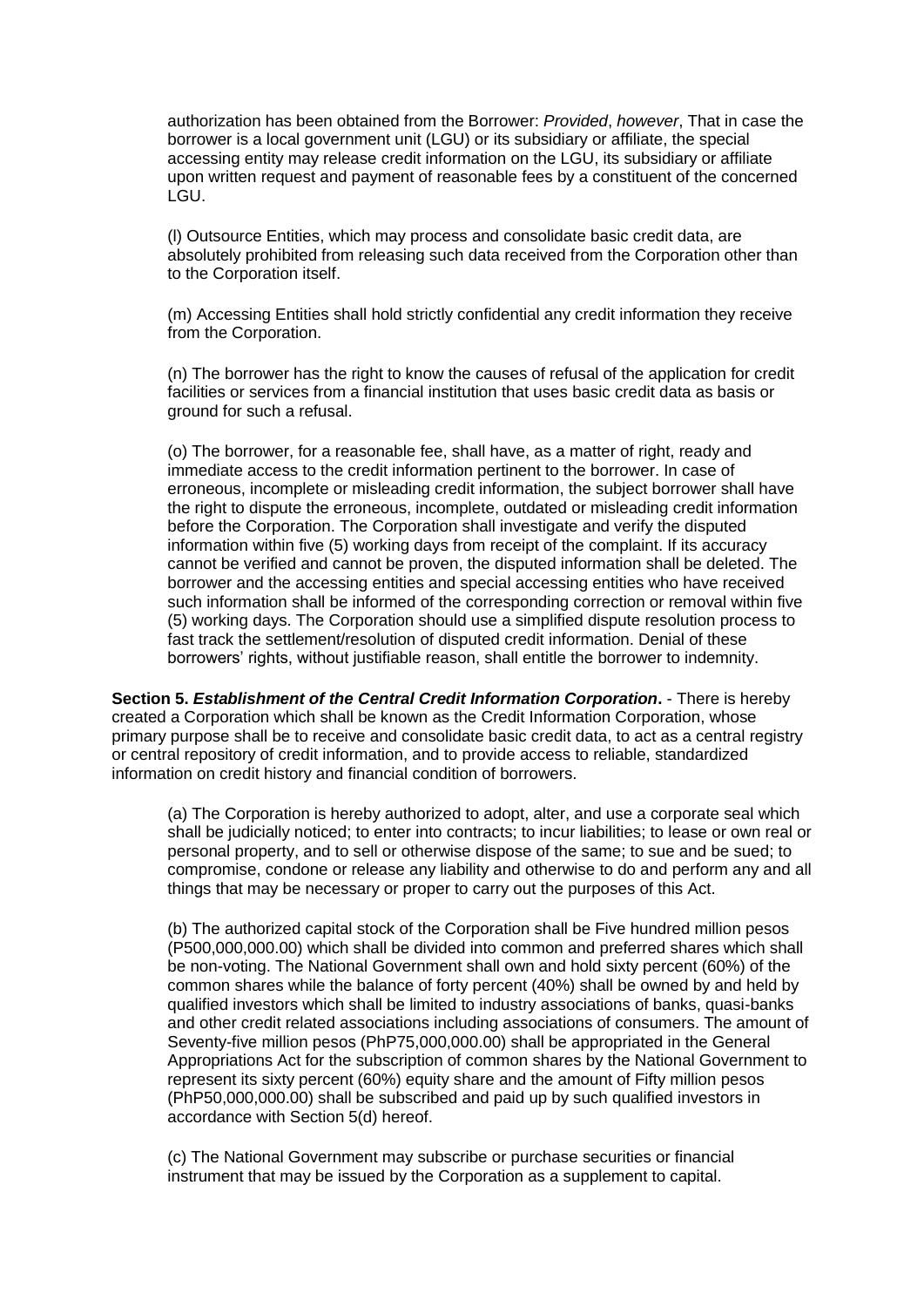authorization has been obtained from the Borrower: *Provided*, *however*, That in case the borrower is a local government unit (LGU) or its subsidiary or affiliate, the special accessing entity may release credit information on the LGU, its subsidiary or affiliate upon written request and payment of reasonable fees by a constituent of the concerned LGU.

(l) Outsource Entities, which may process and consolidate basic credit data, are absolutely prohibited from releasing such data received from the Corporation other than to the Corporation itself.

(m) Accessing Entities shall hold strictly confidential any credit information they receive from the Corporation.

(n) The borrower has the right to know the causes of refusal of the application for credit facilities or services from a financial institution that uses basic credit data as basis or ground for such a refusal.

(o) The borrower, for a reasonable fee, shall have, as a matter of right, ready and immediate access to the credit information pertinent to the borrower. In case of erroneous, incomplete or misleading credit information, the subject borrower shall have the right to dispute the erroneous, incomplete, outdated or misleading credit information before the Corporation. The Corporation shall investigate and verify the disputed information within five (5) working days from receipt of the complaint. If its accuracy cannot be verified and cannot be proven, the disputed information shall be deleted. The borrower and the accessing entities and special accessing entities who have received such information shall be informed of the corresponding correction or removal within five (5) working days. The Corporation should use a simplified dispute resolution process to fast track the settlement/resolution of disputed credit information. Denial of these borrowers' rights, without justifiable reason, shall entitle the borrower to indemnity.

**Section 5. *Establishment of the Central Credit Information Corporation*.** - There is hereby created a Corporation which shall be known as the Credit Information Corporation, whose primary purpose shall be to receive and consolidate basic credit data, to act as a central registry or central repository of credit information, and to provide access to reliable, standardized information on credit history and financial condition of borrowers.

(a) The Corporation is hereby authorized to adopt, alter, and use a corporate seal which shall be judicially noticed; to enter into contracts; to incur liabilities; to lease or own real or personal property, and to sell or otherwise dispose of the same; to sue and be sued; to compromise, condone or release any liability and otherwise to do and perform any and all things that may be necessary or proper to carry out the purposes of this Act.

(b) The authorized capital stock of the Corporation shall be Five hundred million pesos (P500,000,000.00) which shall be divided into common and preferred shares which shall be non-voting. The National Government shall own and hold sixty percent (60%) of the common shares while the balance of forty percent (40%) shall be owned by and held by qualified investors which shall be limited to industry associations of banks, quasi-banks and other credit related associations including associations of consumers. The amount of Seventy-five million pesos (PhP75,000,000.00) shall be appropriated in the General Appropriations Act for the subscription of common shares by the National Government to represent its sixty percent (60%) equity share and the amount of Fifty million pesos (PhP50,000,000.00) shall be subscribed and paid up by such qualified investors in accordance with Section 5(d) hereof.

(c) The National Government may subscribe or purchase securities or financial instrument that may be issued by the Corporation as a supplement to capital.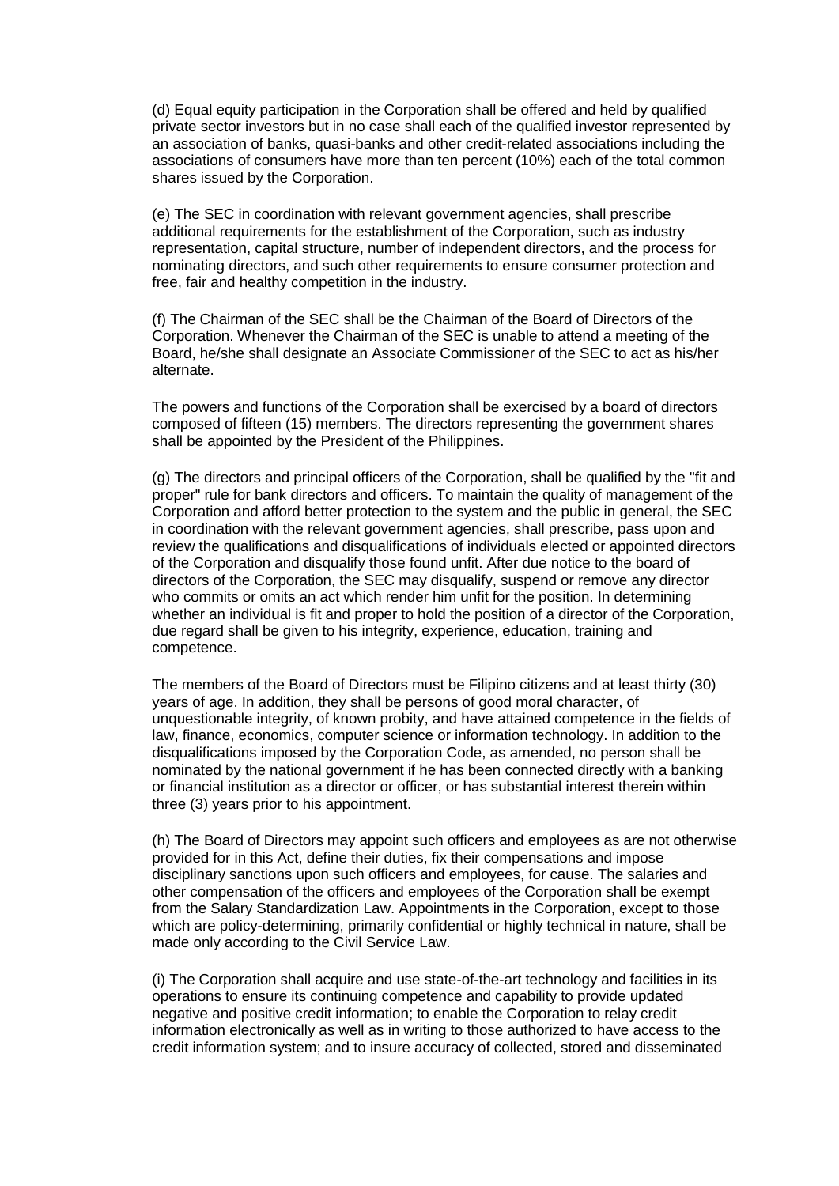(d) Equal equity participation in the Corporation shall be offered and held by qualified private sector investors but in no case shall each of the qualified investor represented by an association of banks, quasi-banks and other credit-related associations including the associations of consumers have more than ten percent (10%) each of the total common shares issued by the Corporation.

(e) The SEC in coordination with relevant government agencies, shall prescribe additional requirements for the establishment of the Corporation, such as industry representation, capital structure, number of independent directors, and the process for nominating directors, and such other requirements to ensure consumer protection and free, fair and healthy competition in the industry.

(f) The Chairman of the SEC shall be the Chairman of the Board of Directors of the Corporation. Whenever the Chairman of the SEC is unable to attend a meeting of the Board, he/she shall designate an Associate Commissioner of the SEC to act as his/her alternate.

The powers and functions of the Corporation shall be exercised by a board of directors composed of fifteen (15) members. The directors representing the government shares shall be appointed by the President of the Philippines.

(g) The directors and principal officers of the Corporation, shall be qualified by the "fit and proper" rule for bank directors and officers. To maintain the quality of management of the Corporation and afford better protection to the system and the public in general, the SEC in coordination with the relevant government agencies, shall prescribe, pass upon and review the qualifications and disqualifications of individuals elected or appointed directors of the Corporation and disqualify those found unfit. After due notice to the board of directors of the Corporation, the SEC may disqualify, suspend or remove any director who commits or omits an act which render him unfit for the position. In determining whether an individual is fit and proper to hold the position of a director of the Corporation, due regard shall be given to his integrity, experience, education, training and competence.

The members of the Board of Directors must be Filipino citizens and at least thirty (30) years of age. In addition, they shall be persons of good moral character, of unquestionable integrity, of known probity, and have attained competence in the fields of law, finance, economics, computer science or information technology. In addition to the disqualifications imposed by the Corporation Code, as amended, no person shall be nominated by the national government if he has been connected directly with a banking or financial institution as a director or officer, or has substantial interest therein within three (3) years prior to his appointment.

(h) The Board of Directors may appoint such officers and employees as are not otherwise provided for in this Act, define their duties, fix their compensations and impose disciplinary sanctions upon such officers and employees, for cause. The salaries and other compensation of the officers and employees of the Corporation shall be exempt from the Salary Standardization Law. Appointments in the Corporation, except to those which are policy-determining, primarily confidential or highly technical in nature, shall be made only according to the Civil Service Law.

(i) The Corporation shall acquire and use state-of-the-art technology and facilities in its operations to ensure its continuing competence and capability to provide updated negative and positive credit information; to enable the Corporation to relay credit information electronically as well as in writing to those authorized to have access to the credit information system; and to insure accuracy of collected, stored and disseminated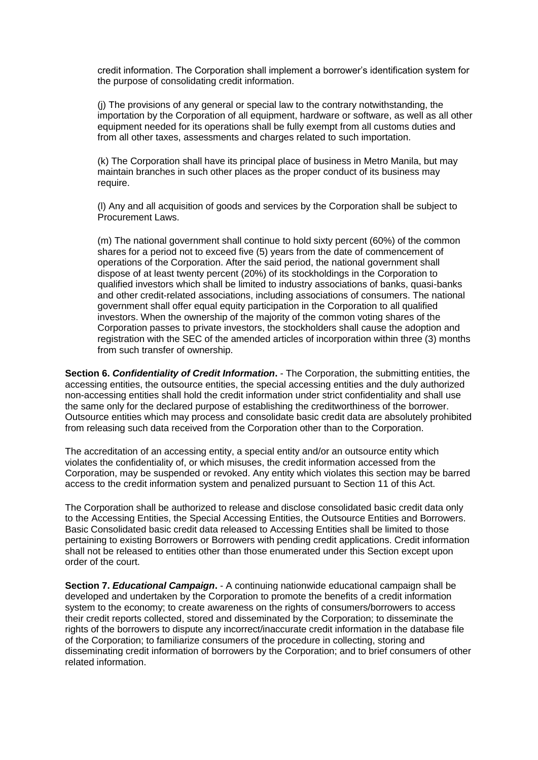credit information. The Corporation shall implement a borrower's identification system for the purpose of consolidating credit information.

(j) The provisions of any general or special law to the contrary notwithstanding, the importation by the Corporation of all equipment, hardware or software, as well as all other equipment needed for its operations shall be fully exempt from all customs duties and from all other taxes, assessments and charges related to such importation.

(k) The Corporation shall have its principal place of business in Metro Manila, but may maintain branches in such other places as the proper conduct of its business may require.

(l) Any and all acquisition of goods and services by the Corporation shall be subject to Procurement Laws.

(m) The national government shall continue to hold sixty percent (60%) of the common shares for a period not to exceed five (5) years from the date of commencement of operations of the Corporation. After the said period, the national government shall dispose of at least twenty percent (20%) of its stockholdings in the Corporation to qualified investors which shall be limited to industry associations of banks, quasi-banks and other credit-related associations, including associations of consumers. The national government shall offer equal equity participation in the Corporation to all qualified investors. When the ownership of the majority of the common voting shares of the Corporation passes to private investors, the stockholders shall cause the adoption and registration with the SEC of the amended articles of incorporation within three (3) months from such transfer of ownership.

**Section 6. *Confidentiality of Credit Information*.** - The Corporation, the submitting entities, the accessing entities, the outsource entities, the special accessing entities and the duly authorized non-accessing entities shall hold the credit information under strict confidentiality and shall use the same only for the declared purpose of establishing the creditworthiness of the borrower. Outsource entities which may process and consolidate basic credit data are absolutely prohibited from releasing such data received from the Corporation other than to the Corporation.

The accreditation of an accessing entity, a special entity and/or an outsource entity which violates the confidentiality of, or which misuses, the credit information accessed from the Corporation, may be suspended or revoked. Any entity which violates this section may be barred access to the credit information system and penalized pursuant to Section 11 of this Act.

The Corporation shall be authorized to release and disclose consolidated basic credit data only to the Accessing Entities, the Special Accessing Entities, the Outsource Entities and Borrowers. Basic Consolidated basic credit data released to Accessing Entities shall be limited to those pertaining to existing Borrowers or Borrowers with pending credit applications. Credit information shall not be released to entities other than those enumerated under this Section except upon order of the court.

**Section 7. *Educational Campaign*.** - A continuing nationwide educational campaign shall be developed and undertaken by the Corporation to promote the benefits of a credit information system to the economy; to create awareness on the rights of consumers/borrowers to access their credit reports collected, stored and disseminated by the Corporation; to disseminate the rights of the borrowers to dispute any incorrect/inaccurate credit information in the database file of the Corporation; to familiarize consumers of the procedure in collecting, storing and disseminating credit information of borrowers by the Corporation; and to brief consumers of other related information.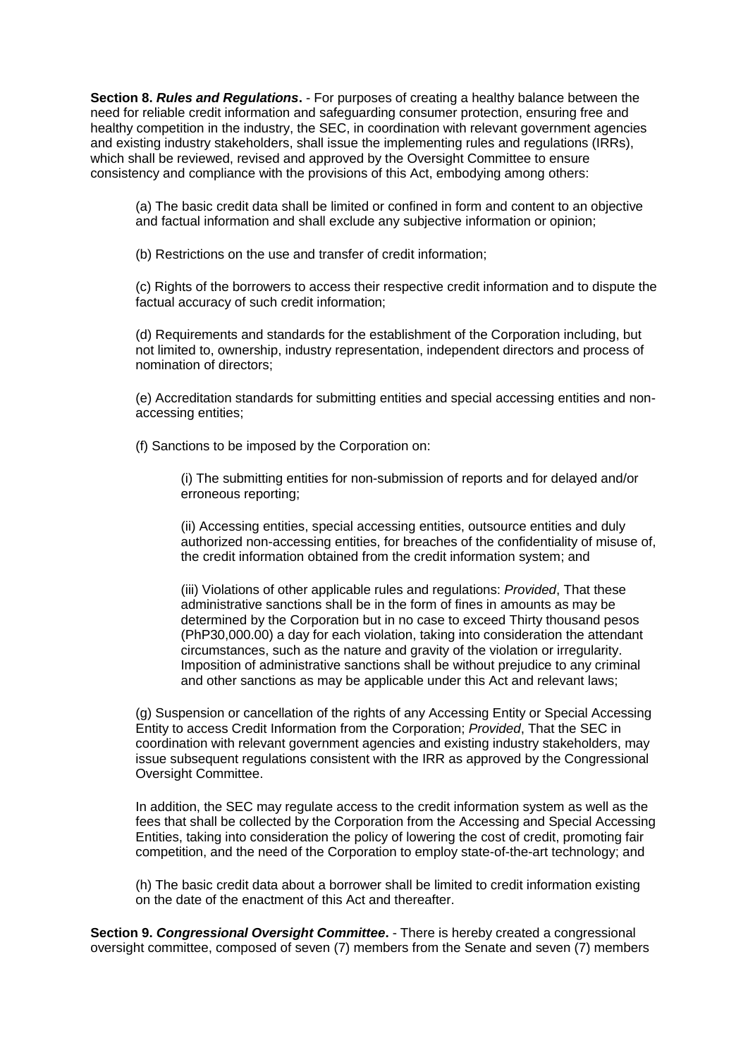**Section 8.** ***Rules and Regulations*****.** - For purposes of creating a healthy balance between the need for reliable credit information and safeguarding consumer protection, ensuring free and healthy competition in the industry, the SEC, in coordination with relevant government agencies and existing industry stakeholders, shall issue the implementing rules and regulations (IRRs), which shall be reviewed, revised and approved by the Oversight Committee to ensure consistency and compliance with the provisions of this Act, embodying among others:

(a) The basic credit data shall be limited or confined in form and content to an objective and factual information and shall exclude any subjective information or opinion;

(b) Restrictions on the use and transfer of credit information;

(c) Rights of the borrowers to access their respective credit information and to dispute the factual accuracy of such credit information;

(d) Requirements and standards for the establishment of the Corporation including, but not limited to, ownership, industry representation, independent directors and process of nomination of directors;

(e) Accreditation standards for submitting entities and special accessing entities and non-accessing entities;

(f) Sanctions to be imposed by the Corporation on:

(i) The submitting entities for non-submission of reports and for delayed and/or erroneous reporting;

(ii) Accessing entities, special accessing entities, outsource entities and duly authorized non-accessing entities, for breaches of the confidentiality of misuse of, the credit information obtained from the credit information system; and

(iii) Violations of other applicable rules and regulations: *Provided*, That these administrative sanctions shall be in the form of fines in amounts as may be determined by the Corporation but in no case to exceed Thirty thousand pesos (PhP30,000.00) a day for each violation, taking into consideration the attendant circumstances, such as the nature and gravity of the violation or irregularity. Imposition of administrative sanctions shall be without prejudice to any criminal and other sanctions as may be applicable under this Act and relevant laws;

(g) Suspension or cancellation of the rights of any Accessing Entity or Special Accessing Entity to access Credit Information from the Corporation; *Provided*, That the SEC in coordination with relevant government agencies and existing industry stakeholders, may issue subsequent regulations consistent with the IRR as approved by the Congressional Oversight Committee.

In addition, the SEC may regulate access to the credit information system as well as the fees that shall be collected by the Corporation from the Accessing and Special Accessing Entities, taking into consideration the policy of lowering the cost of credit, promoting fair competition, and the need of the Corporation to employ state-of-the-art technology; and

(h) The basic credit data about a borrower shall be limited to credit information existing on the date of the enactment of this Act and thereafter.

**Section 9.** ***Congressional Oversight Committee*****.** - There is hereby created a congressional oversight committee, composed of seven (7) members from the Senate and seven (7) members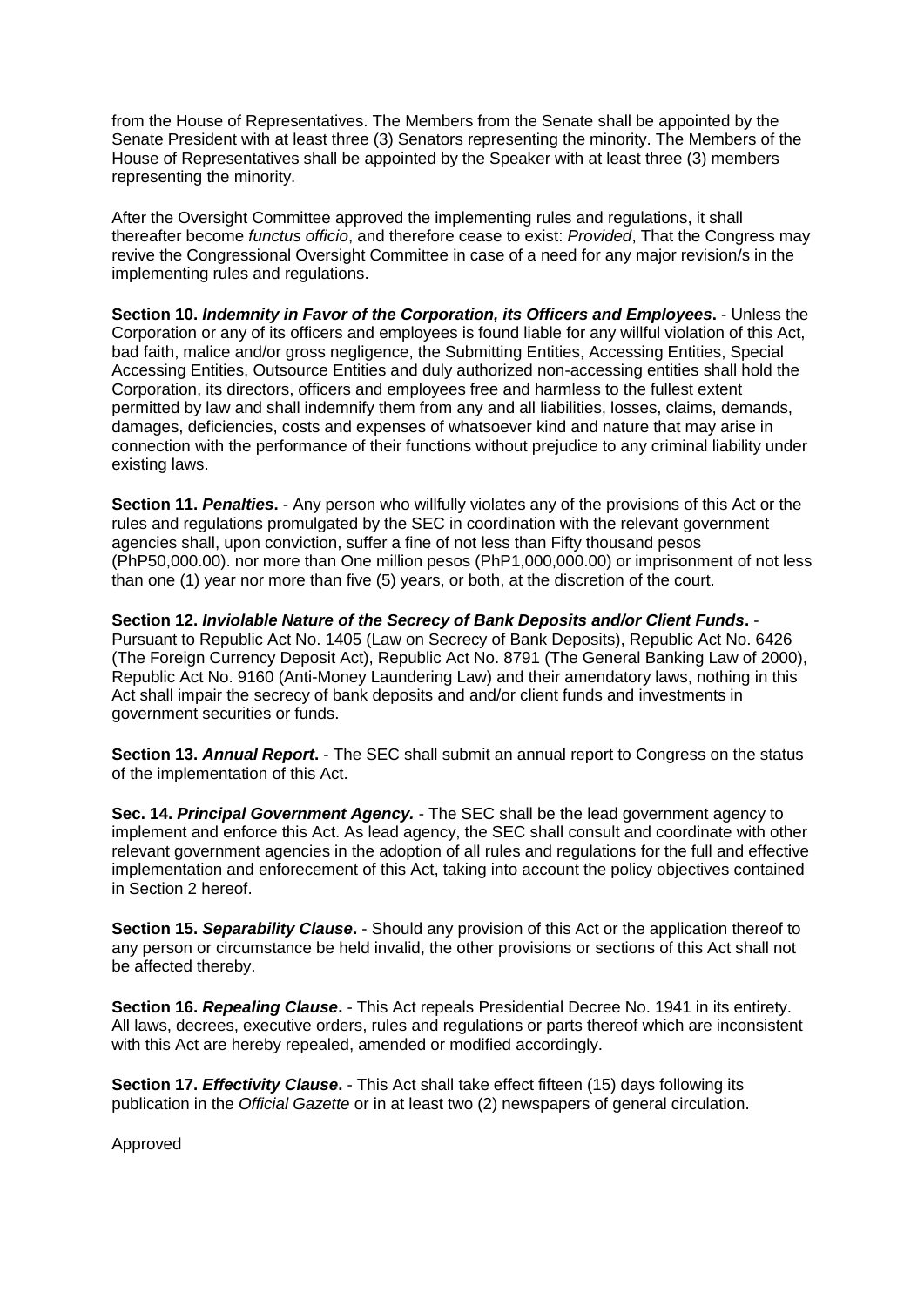from the House of Representatives. The Members from the Senate shall be appointed by the Senate President with at least three (3) Senators representing the minority. The Members of the House of Representatives shall be appointed by the Speaker with at least three (3) members representing the minority.

After the Oversight Committee approved the implementing rules and regulations, it shall thereafter become *functus officio*, and therefore cease to exist: *Provided*, That the Congress may revive the Congressional Oversight Committee in case of a need for any major revision/s in the implementing rules and regulations.

**Section 10. *Indemnity in Favor of the Corporation, its Officers and Employees*.** - Unless the Corporation or any of its officers and employees is found liable for any willful violation of this Act, bad faith, malice and/or gross negligence, the Submitting Entities, Accessing Entities, Special Accessing Entities, Outsource Entities and duly authorized non-accessing entities shall hold the Corporation, its directors, officers and employees free and harmless to the fullest extent permitted by law and shall indemnify them from any and all liabilities, losses, claims, demands, damages, deficiencies, costs and expenses of whatsoever kind and nature that may arise in connection with the performance of their functions without prejudice to any criminal liability under existing laws.

**Section 11. *Penalties*.** - Any person who willfully violates any of the provisions of this Act or the rules and regulations promulgated by the SEC in coordination with the relevant government agencies shall, upon conviction, suffer a fine of not less than Fifty thousand pesos (PhP50,000.00). nor more than One million pesos (PhP1,000,000.00) or imprisonment of not less than one (1) year nor more than five (5) years, or both, at the discretion of the court.

**Section 12. *Inviolable Nature of the Secrecy of Bank Deposits and/or Client Funds*.** - Pursuant to Republic Act No. 1405 (Law on Secrecy of Bank Deposits), Republic Act No. 6426 (The Foreign Currency Deposit Act), Republic Act No. 8791 (The General Banking Law of 2000), Republic Act No. 9160 (Anti-Money Laundering Law) and their amendatory laws, nothing in this Act shall impair the secrecy of bank deposits and and/or client funds and investments in government securities or funds.

**Section 13. *Annual Report*.** - The SEC shall submit an annual report to Congress on the status of the implementation of this Act.

**Sec. 14. *Principal Government Agency.*** - The SEC shall be the lead government agency to implement and enforce this Act. As lead agency, the SEC shall consult and coordinate with other relevant government agencies in the adoption of all rules and regulations for the full and effective implementation and enforecement of this Act, taking into account the policy objectives contained in Section 2 hereof.

**Section 15. *Separability Clause*.** - Should any provision of this Act or the application thereof to any person or circumstance be held invalid, the other provisions or sections of this Act shall not be affected thereby.

**Section 16. *Repealing Clause*.** - This Act repeals Presidential Decree No. 1941 in its entirety. All laws, decrees, executive orders, rules and regulations or parts thereof which are inconsistent with this Act are hereby repealed, amended or modified accordingly.

**Section 17. *Effectivity Clause*.** - This Act shall take effect fifteen (15) days following its publication in the *Official Gazette* or in at least two (2) newspapers of general circulation.

Approved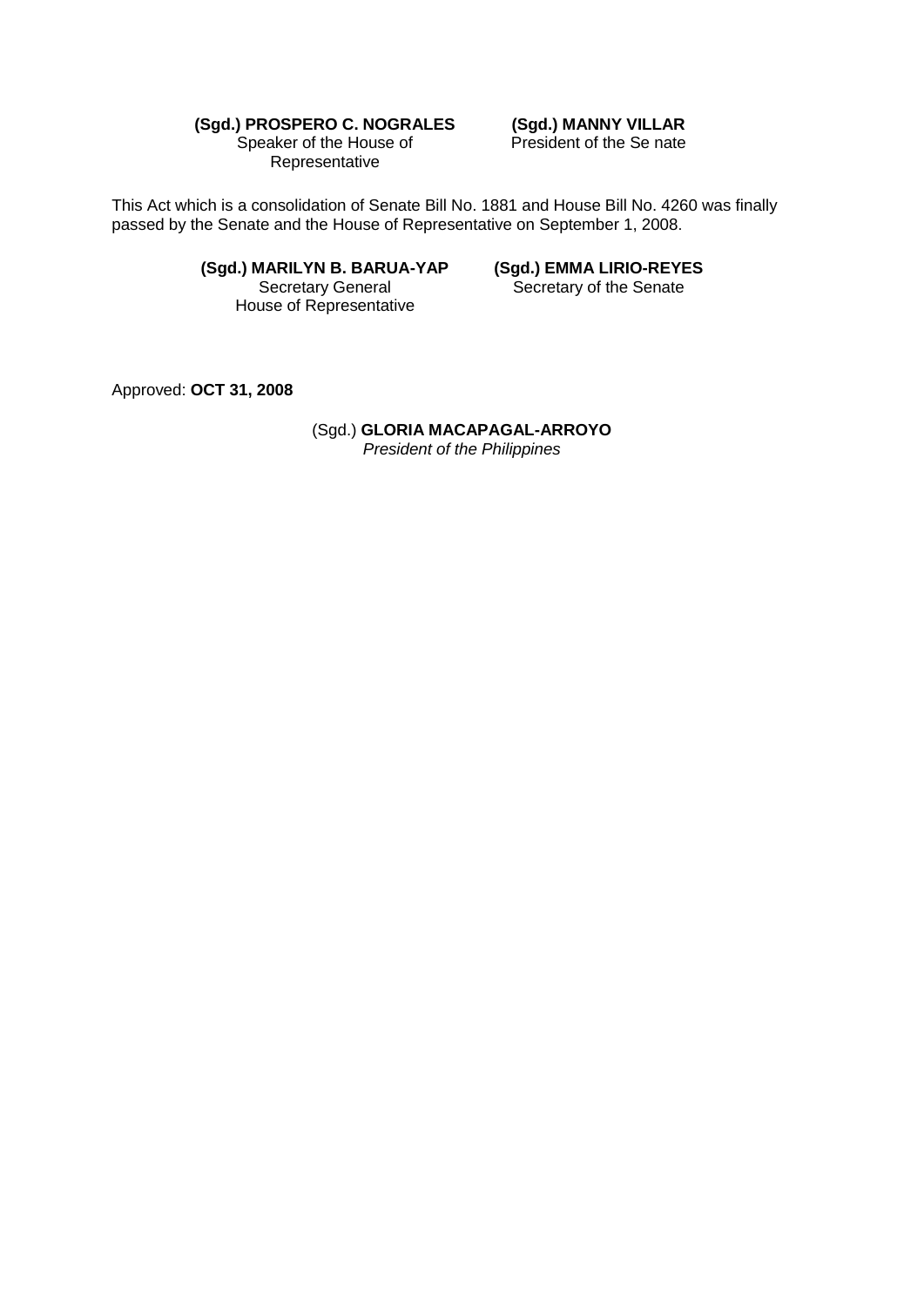| | |
|---|---|
| **(Sgd.) PROSPERO C. NOGRALES**<br>Speaker of the House of Representative | **(Sgd.) MANNY VILLAR**<br>President of the Se nate |

This Act which is a consolidation of Senate Bill No. 1881 and House Bill No. 4260 was finally passed by the Senate and the House of Representative on September 1, 2008.

| | |
|---|---|
| **(Sgd.) MARILYN B. BARUA-YAP**<br>Secretary General<br>House of Representative | **(Sgd.) EMMA LIRIO-REYES**<br>Secretary of the Senate |

Approved: **OCT 31, 2008**

(Sgd.) **GLORIA MACAPAGAL-ARROYO**
*President of the Philippines*